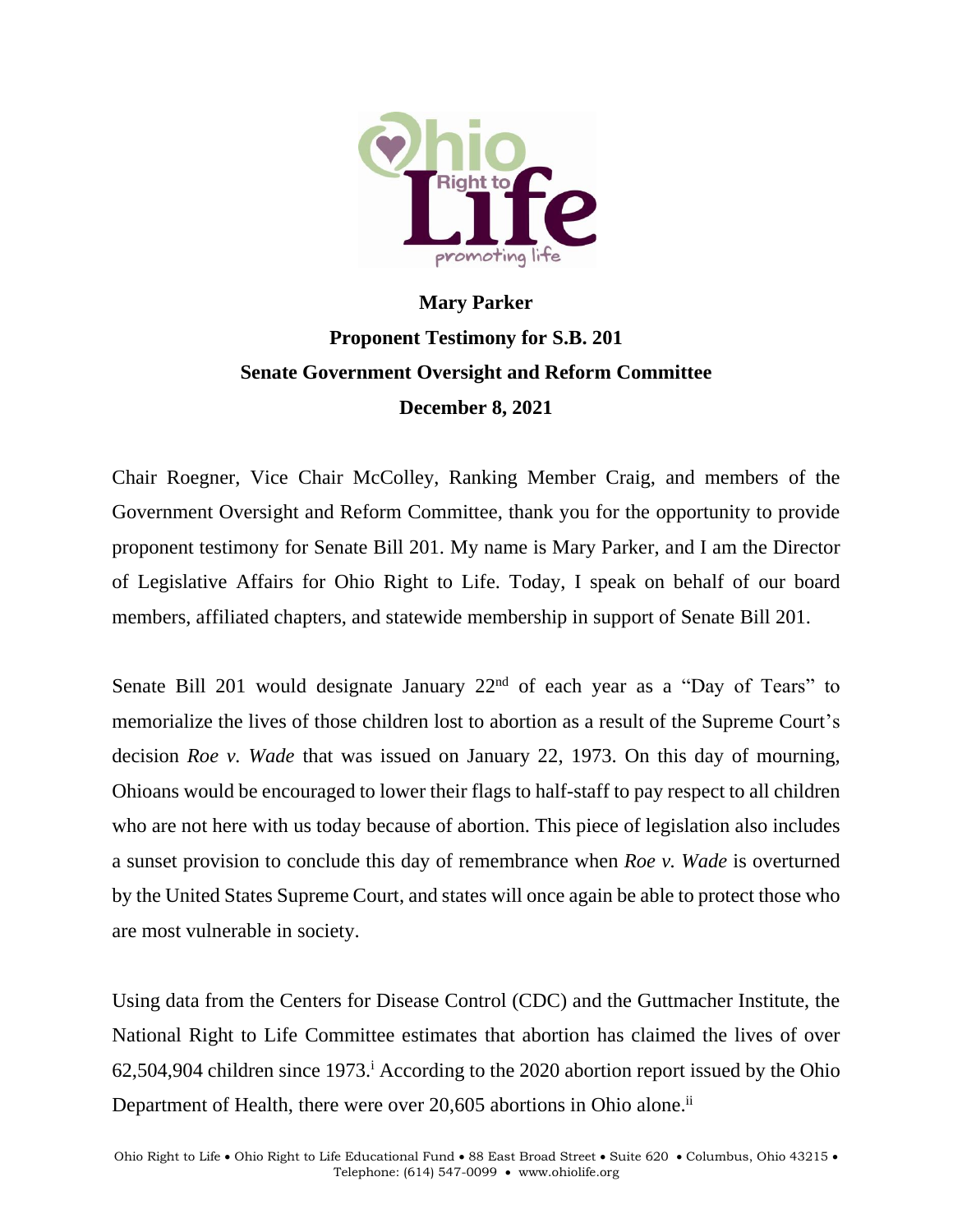**Mary Parker**

**Proponent Testimony for S.B. 201**

**Senate Government Oversight and Reform Committee**

**December 8, 2021**

Chair Roegner, Vice Chair McColley, Ranking Member Craig, and members of the Government Oversight and Reform Committee, thank you for the opportunity to provide proponent testimony for Senate Bill 201. My name is Mary Parker, and I am the Director of Legislative Affairs for Ohio Right to Life. Today, I speak on behalf of our board members, affiliated chapters, and statewide membership in support of Senate Bill 201.

Senate Bill 201 would designate January 22nd of each year as a "Day of Tears" to memorialize the lives of those children lost to abortion as a result of the Supreme Court's decision *Roe v. Wade* that was issued on January 22, 1973. On this day of mourning, Ohioans would be encouraged to lower their flags to half-staff to pay respect to all children who are not here with us today because of abortion. This piece of legislation also includes a sunset provision to conclude this day of remembrance when *Roe v. Wade* is overturned by the United States Supreme Court, and states will once again be able to protect those who are most vulnerable in society.

Using data from the Centers for Disease Control (CDC) and the Guttmacher Institute, the National Right to Life Committee estimates that abortion has claimed the lives of over 62,504,904 children since 1973.[i] According to the 2020 abortion report issued by the Ohio Department of Health, there were over 20,605 abortions in Ohio alone.[ii]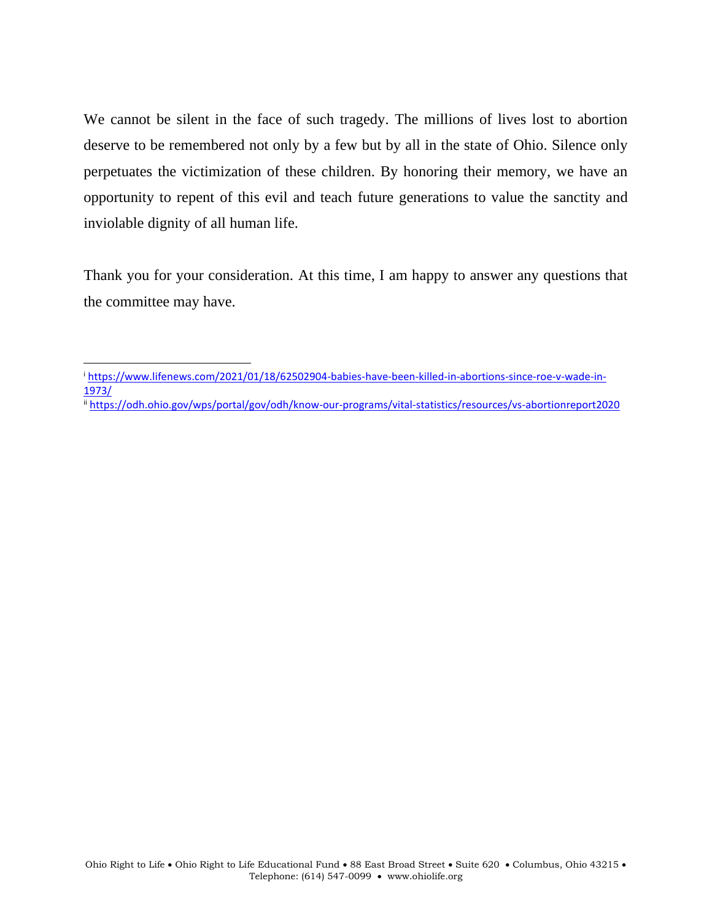We cannot be silent in the face of such tragedy. The millions of lives lost to abortion deserve to be remembered not only by a few but by all in the state of Ohio. Silence only perpetuates the victimization of these children. By honoring their memory, we have an opportunity to repent of this evil and teach future generations to value the sanctity and inviolable dignity of all human life.

Thank you for your consideration. At this time, I am happy to answer any questions that the committee may have.

---

[i] https://www.lifenews.com/2021/01/18/62502904-babies-have-been-killed-in-abortions-since-roe-v-wade-in-1973/

[ii] https://odh.ohio.gov/wps/portal/gov/odh/know-our-programs/vital-statistics/resources/vs-abortionreport2020

Ohio Right to Life • Ohio Right to Life Educational Fund • 88 East Broad Street • Suite 620 • Columbus, Ohio 43215 • Telephone: (614) 547-0099 • www.ohiolife.org